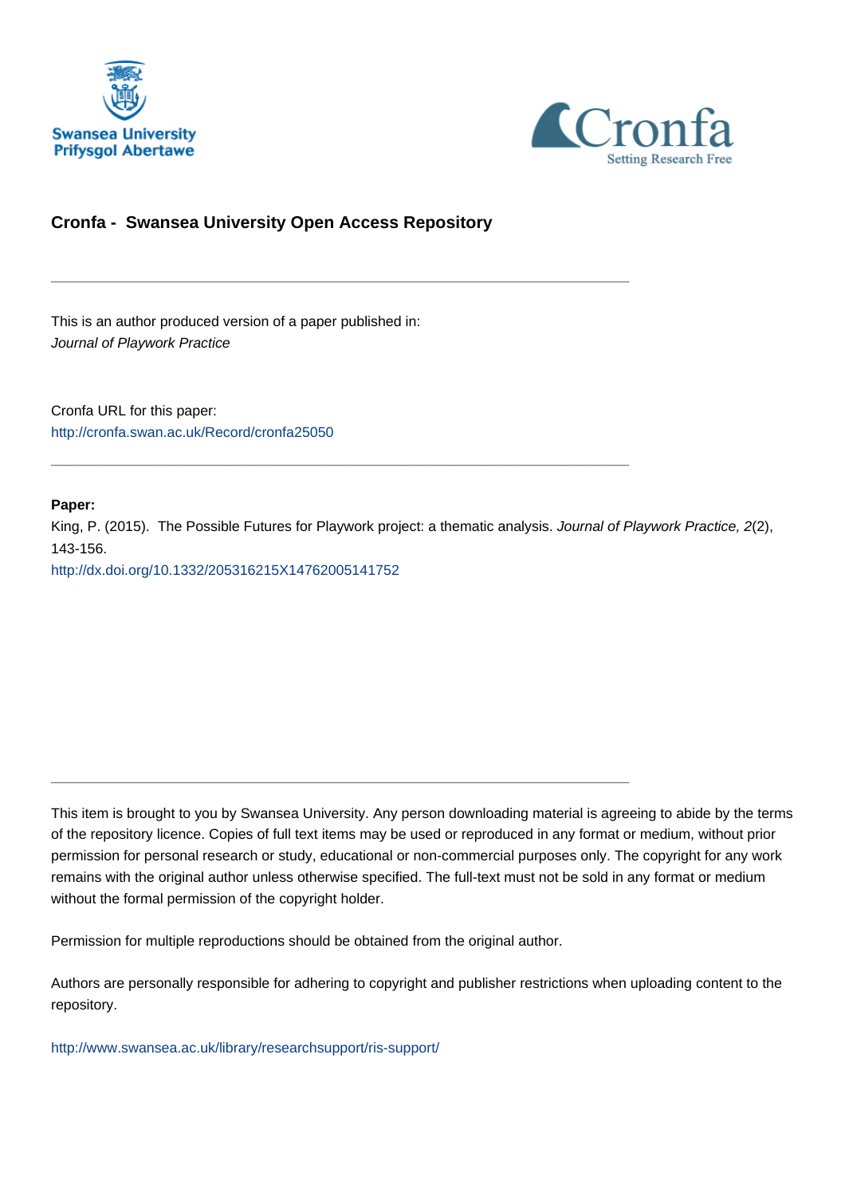Swansea University
Prifysgol Abertawe

Cronfa
Setting Research Free

# Cronfa - Swansea University Open Access Repository

---

This is an author produced version of a paper published in:
*Journal of Playwork Practice*

Cronfa URL for this paper:
http://cronfa.swan.ac.uk/Record/cronfa25050

---

**Paper:**
King, P. (2015). The Possible Futures for Playwork project: a thematic analysis. *Journal of Playwork Practice, 2*(2), 143-156.
http://dx.doi.org/10.1332/205316215X14762005141752

---

This item is brought to you by Swansea University. Any person downloading material is agreeing to abide by the terms of the repository licence. Copies of full text items may be used or reproduced in any format or medium, without prior permission for personal research or study, educational or non-commercial purposes only. The copyright for any work remains with the original author unless otherwise specified. The full-text must not be sold in any format or medium without the formal permission of the copyright holder.

Permission for multiple reproductions should be obtained from the original author.

Authors are personally responsible for adhering to copyright and publisher restrictions when uploading content to the repository.

http://www.swansea.ac.uk/library/researchsupport/ris-support/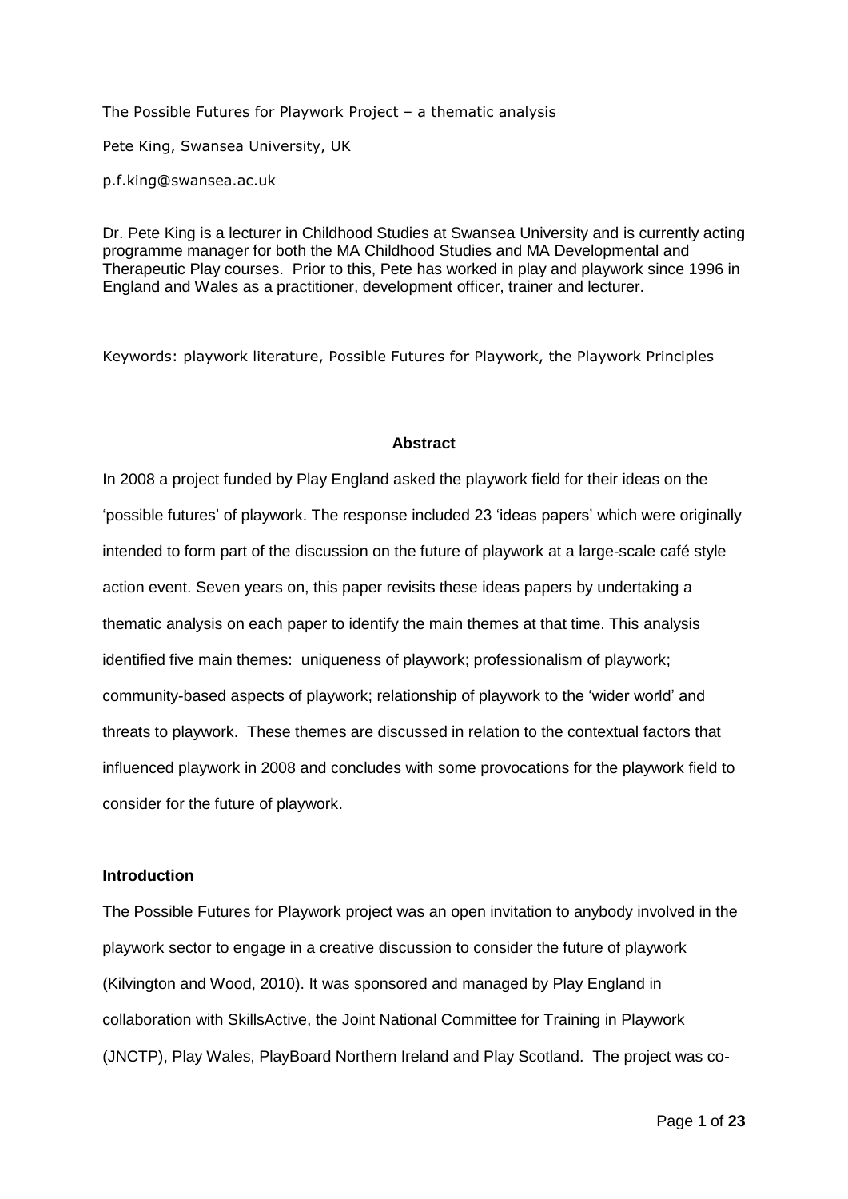The Possible Futures for Playwork Project – a thematic analysis

Pete King, Swansea University, UK

p.f.king@swansea.ac.uk

Dr. Pete King is a lecturer in Childhood Studies at Swansea University and is currently acting programme manager for both the MA Childhood Studies and MA Developmental and Therapeutic Play courses. Prior to this, Pete has worked in play and playwork since 1996 in England and Wales as a practitioner, development officer, trainer and lecturer.

Keywords: playwork literature, Possible Futures for Playwork, the Playwork Principles

## Abstract

In 2008 a project funded by Play England asked the playwork field for their ideas on the 'possible futures' of playwork. The response included 23 'ideas papers' which were originally intended to form part of the discussion on the future of playwork at a large-scale café style action event. Seven years on, this paper revisits these ideas papers by undertaking a thematic analysis on each paper to identify the main themes at that time. This analysis identified five main themes: uniqueness of playwork; professionalism of playwork; community-based aspects of playwork; relationship of playwork to the 'wider world' and threats to playwork. These themes are discussed in relation to the contextual factors that influenced playwork in 2008 and concludes with some provocations for the playwork field to consider for the future of playwork.

## Introduction

The Possible Futures for Playwork project was an open invitation to anybody involved in the playwork sector to engage in a creative discussion to consider the future of playwork (Kilvington and Wood, 2010). It was sponsored and managed by Play England in collaboration with SkillsActive, the Joint National Committee for Training in Playwork (JNCTP), Play Wales, PlayBoard Northern Ireland and Play Scotland. The project was co-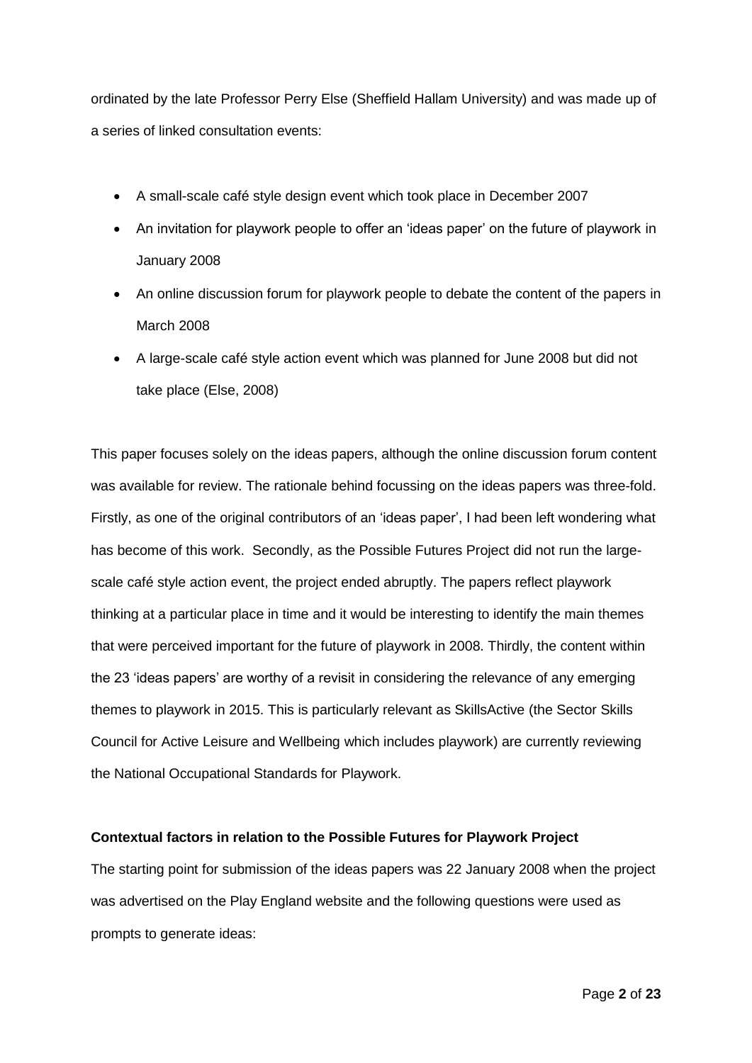ordinated by the late Professor Perry Else (Sheffield Hallam University) and was made up of a series of linked consultation events:

- A small-scale café style design event which took place in December 2007
- An invitation for playwork people to offer an 'ideas paper' on the future of playwork in January 2008
- An online discussion forum for playwork people to debate the content of the papers in March 2008
- A large-scale café style action event which was planned for June 2008 but did not take place (Else, 2008)

This paper focuses solely on the ideas papers, although the online discussion forum content was available for review. The rationale behind focussing on the ideas papers was three-fold. Firstly, as one of the original contributors of an 'ideas paper', I had been left wondering what has become of this work. Secondly, as the Possible Futures Project did not run the large-scale café style action event, the project ended abruptly. The papers reflect playwork thinking at a particular place in time and it would be interesting to identify the main themes that were perceived important for the future of playwork in 2008. Thirdly, the content within the 23 'ideas papers' are worthy of a revisit in considering the relevance of any emerging themes to playwork in 2015. This is particularly relevant as SkillsActive (the Sector Skills Council for Active Leisure and Wellbeing which includes playwork) are currently reviewing the National Occupational Standards for Playwork.

**Contextual factors in relation to the Possible Futures for Playwork Project**

The starting point for submission of the ideas papers was 22 January 2008 when the project was advertised on the Play England website and the following questions were used as prompts to generate ideas: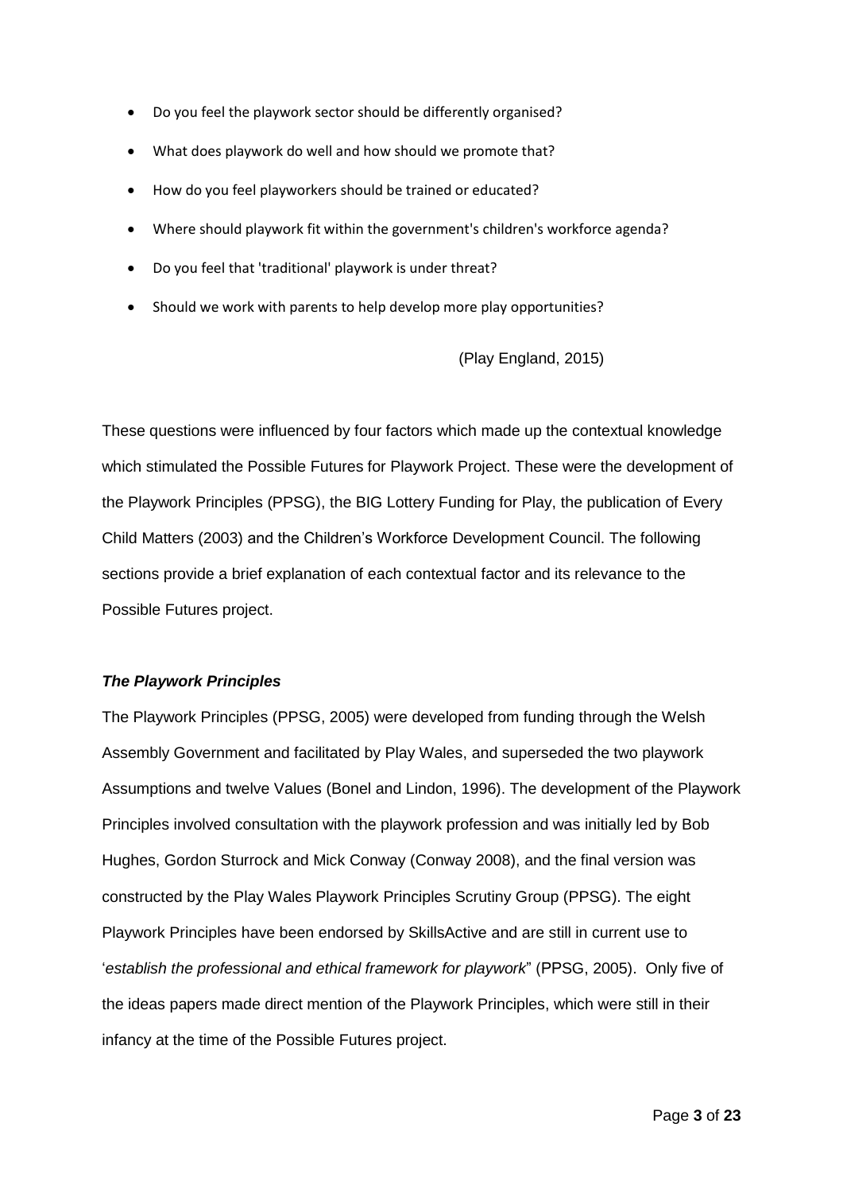- Do you feel the playwork sector should be differently organised?
- What does playwork do well and how should we promote that?
- How do you feel playworkers should be trained or educated?
- Where should playwork fit within the government's children's workforce agenda?
- Do you feel that 'traditional' playwork is under threat?
- Should we work with parents to help develop more play opportunities?

(Play England, 2015)

These questions were influenced by four factors which made up the contextual knowledge which stimulated the Possible Futures for Playwork Project. These were the development of the Playwork Principles (PPSG), the BIG Lottery Funding for Play, the publication of Every Child Matters (2003) and the Children's Workforce Development Council. The following sections provide a brief explanation of each contextual factor and its relevance to the Possible Futures project.

### ***The Playwork Principles***

The Playwork Principles (PPSG, 2005) were developed from funding through the Welsh Assembly Government and facilitated by Play Wales, and superseded the two playwork Assumptions and twelve Values (Bonel and Lindon, 1996). The development of the Playwork Principles involved consultation with the playwork profession and was initially led by Bob Hughes, Gordon Sturrock and Mick Conway (Conway 2008), and the final version was constructed by the Play Wales Playwork Principles Scrutiny Group (PPSG). The eight Playwork Principles have been endorsed by SkillsActive and are still in current use to '*establish the professional and ethical framework for playwork*" (PPSG, 2005). Only five of the ideas papers made direct mention of the Playwork Principles, which were still in their infancy at the time of the Possible Futures project.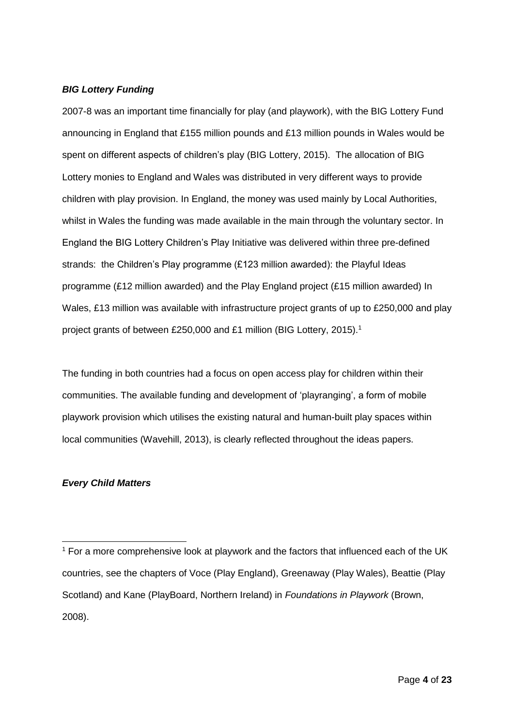### *BIG Lottery Funding*

2007-8 was an important time financially for play (and playwork), with the BIG Lottery Fund announcing in England that £155 million pounds and £13 million pounds in Wales would be spent on different aspects of children's play (BIG Lottery, 2015). The allocation of BIG Lottery monies to England and Wales was distributed in very different ways to provide children with play provision. In England, the money was used mainly by Local Authorities, whilst in Wales the funding was made available in the main through the voluntary sector. In England the BIG Lottery Children's Play Initiative was delivered within three pre-defined strands: the Children's Play programme (£123 million awarded): the Playful Ideas programme (£12 million awarded) and the Play England project (£15 million awarded) In Wales, £13 million was available with infrastructure project grants of up to £250,000 and play project grants of between £250,000 and £1 million (BIG Lottery, 2015).[1]

The funding in both countries had a focus on open access play for children within their communities. The available funding and development of 'playranging', a form of mobile playwork provision which utilises the existing natural and human-built play spaces within local communities (Wavehill, 2013), is clearly reflected throughout the ideas papers.

### *Every Child Matters*

[1] For a more comprehensive look at playwork and the factors that influenced each of the UK countries, see the chapters of Voce (Play England), Greenaway (Play Wales), Beattie (Play Scotland) and Kane (PlayBoard, Northern Ireland) in *Foundations in Playwork* (Brown, 2008).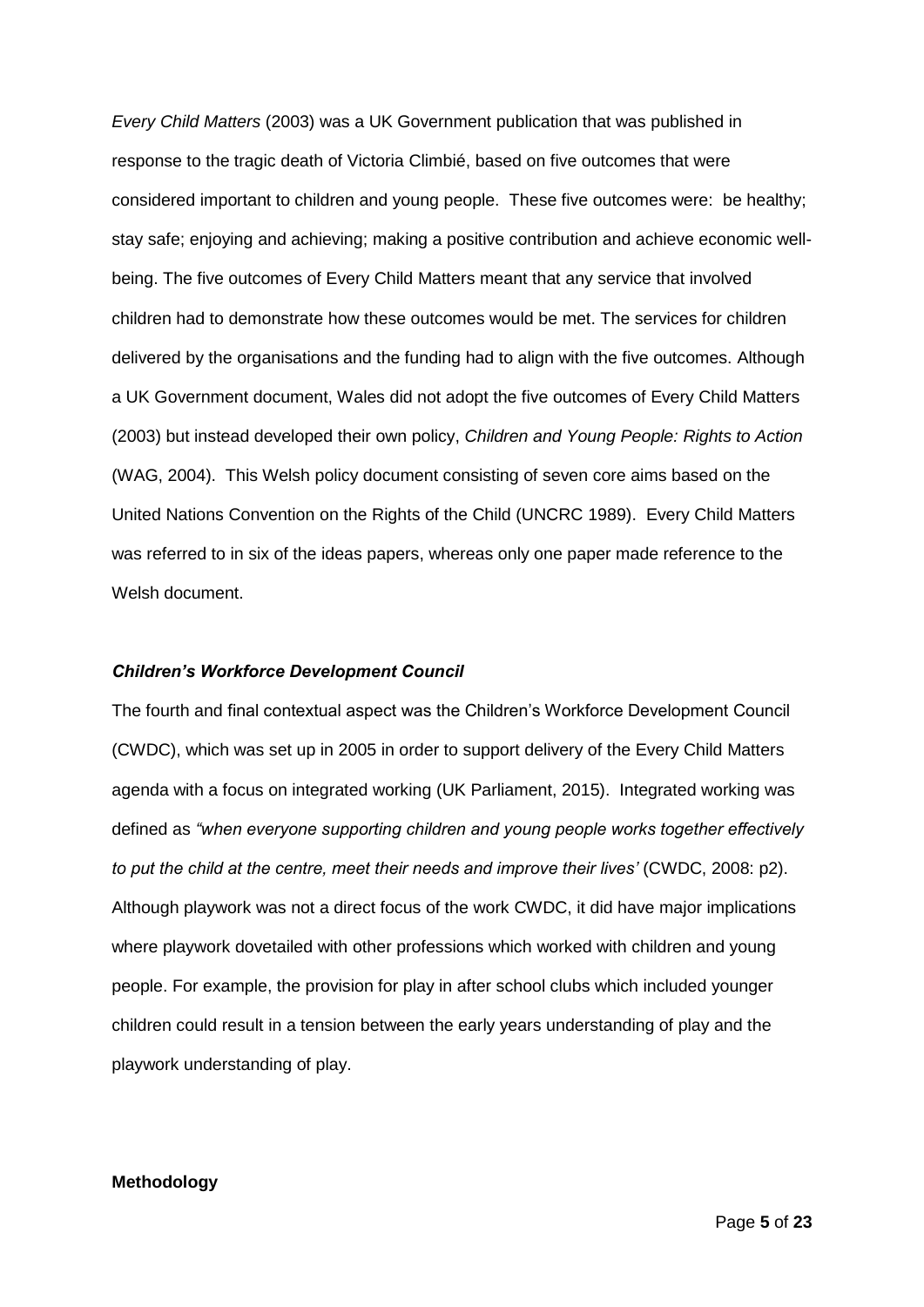*Every Child Matters* (2003) was a UK Government publication that was published in response to the tragic death of Victoria Climbié, based on five outcomes that were considered important to children and young people. These five outcomes were: be healthy; stay safe; enjoying and achieving; making a positive contribution and achieve economic well-being. The five outcomes of Every Child Matters meant that any service that involved children had to demonstrate how these outcomes would be met. The services for children delivered by the organisations and the funding had to align with the five outcomes. Although a UK Government document, Wales did not adopt the five outcomes of Every Child Matters (2003) but instead developed their own policy, *Children and Young People: Rights to Action* (WAG, 2004). This Welsh policy document consisting of seven core aims based on the United Nations Convention on the Rights of the Child (UNCRC 1989). Every Child Matters was referred to in six of the ideas papers, whereas only one paper made reference to the Welsh document.

### *Children's Workforce Development Council*

The fourth and final contextual aspect was the Children's Workforce Development Council (CWDC), which was set up in 2005 in order to support delivery of the Every Child Matters agenda with a focus on integrated working (UK Parliament, 2015). Integrated working was defined as *"when everyone supporting children and young people works together effectively to put the child at the centre, meet their needs and improve their lives'* (CWDC, 2008: p2). Although playwork was not a direct focus of the work CWDC, it did have major implications where playwork dovetailed with other professions which worked with children and young people. For example, the provision for play in after school clubs which included younger children could result in a tension between the early years understanding of play and the playwork understanding of play.

## Methodology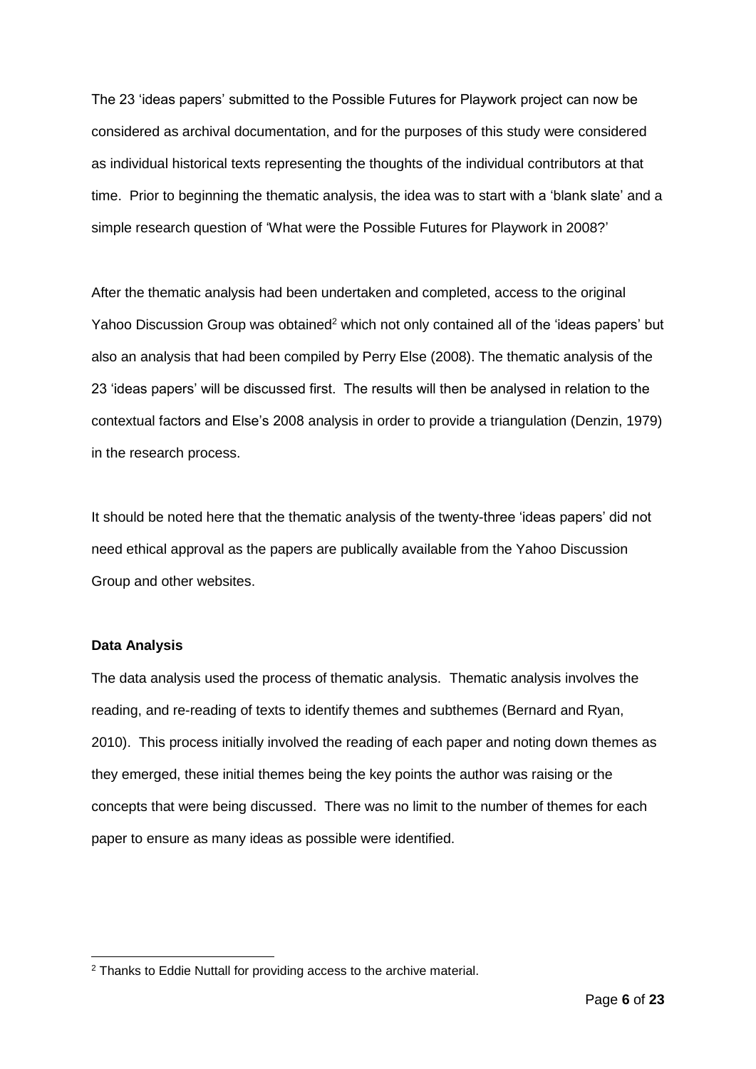The 23 'ideas papers' submitted to the Possible Futures for Playwork project can now be considered as archival documentation, and for the purposes of this study were considered as individual historical texts representing the thoughts of the individual contributors at that time. Prior to beginning the thematic analysis, the idea was to start with a 'blank slate' and a simple research question of 'What were the Possible Futures for Playwork in 2008?'

After the thematic analysis had been undertaken and completed, access to the original Yahoo Discussion Group was obtained[2] which not only contained all of the 'ideas papers' but also an analysis that had been compiled by Perry Else (2008). The thematic analysis of the 23 'ideas papers' will be discussed first. The results will then be analysed in relation to the contextual factors and Else's 2008 analysis in order to provide a triangulation (Denzin, 1979) in the research process.

It should be noted here that the thematic analysis of the twenty-three 'ideas papers' did not need ethical approval as the papers are publically available from the Yahoo Discussion Group and other websites.

**Data Analysis**

The data analysis used the process of thematic analysis. Thematic analysis involves the reading, and re-reading of texts to identify themes and subthemes (Bernard and Ryan, 2010). This process initially involved the reading of each paper and noting down themes as they emerged, these initial themes being the key points the author was raising or the concepts that were being discussed. There was no limit to the number of themes for each paper to ensure as many ideas as possible were identified.

---

[2] Thanks to Eddie Nuttall for providing access to the archive material.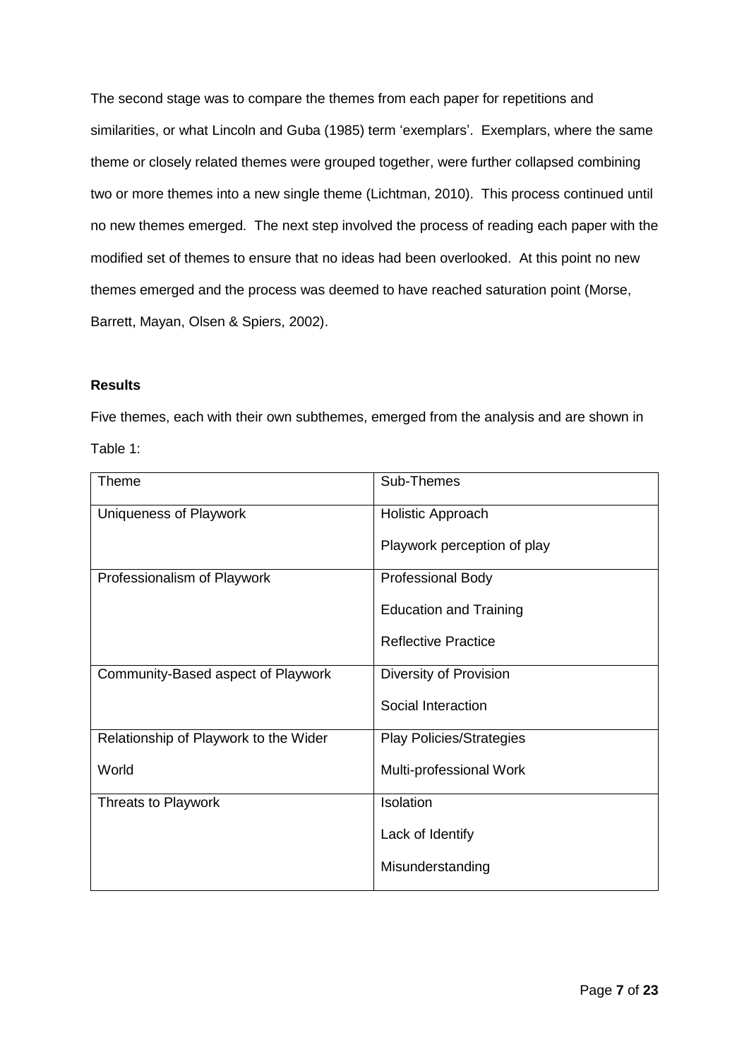The second stage was to compare the themes from each paper for repetitions and similarities, or what Lincoln and Guba (1985) term 'exemplars'. Exemplars, where the same theme or closely related themes were grouped together, were further collapsed combining two or more themes into a new single theme (Lichtman, 2010). This process continued until no new themes emerged. The next step involved the process of reading each paper with the modified set of themes to ensure that no ideas had been overlooked. At this point no new themes emerged and the process was deemed to have reached saturation point (Morse, Barrett, Mayan, Olsen & Spiers, 2002).

**Results**

Five themes, each with their own subthemes, emerged from the analysis and are shown in Table 1:

| Theme | Sub-Themes |
| --- | --- |
| Uniqueness of Playwork | Holistic Approach<br>Playwork perception of play |
| Professionalism of Playwork | Professional Body<br>Education and Training<br>Reflective Practice |
| Community-Based aspect of Playwork | Diversity of Provision<br>Social Interaction |
| Relationship of Playwork to the Wider World | Play Policies/Strategies<br>Multi-professional Work |
| Threats to Playwork | Isolation<br>Lack of Identify<br>Misunderstanding |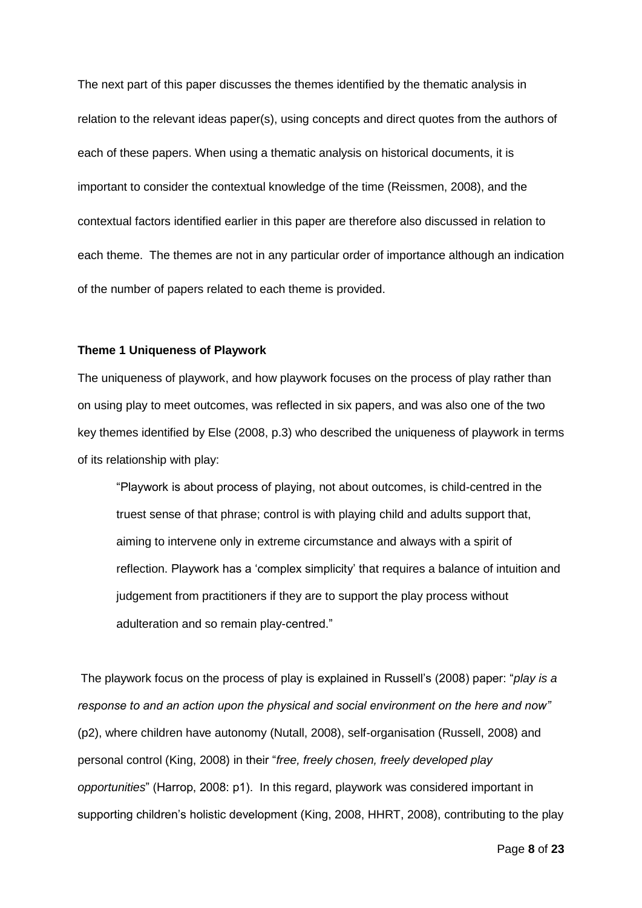The next part of this paper discusses the themes identified by the thematic analysis in relation to the relevant ideas paper(s), using concepts and direct quotes from the authors of each of these papers. When using a thematic analysis on historical documents, it is important to consider the contextual knowledge of the time (Reissmen, 2008), and the contextual factors identified earlier in this paper are therefore also discussed in relation to each theme. The themes are not in any particular order of importance although an indication of the number of papers related to each theme is provided.

**Theme 1 Uniqueness of Playwork**

The uniqueness of playwork, and how playwork focuses on the process of play rather than on using play to meet outcomes, was reflected in six papers, and was also one of the two key themes identified by Else (2008, p.3) who described the uniqueness of playwork in terms of its relationship with play:

> "Playwork is about process of playing, not about outcomes, is child-centred in the truest sense of that phrase; control is with playing child and adults support that, aiming to intervene only in extreme circumstance and always with a spirit of reflection. Playwork has a 'complex simplicity' that requires a balance of intuition and judgement from practitioners if they are to support the play process without adulteration and so remain play-centred."

The playwork focus on the process of play is explained in Russell's (2008) paper: "*play is a response to and an action upon the physical and social environment on the here and now"* (p2), where children have autonomy (Nutall, 2008), self-organisation (Russell, 2008) and personal control (King, 2008) in their "*free, freely chosen, freely developed play opportunities*" (Harrop, 2008: p1). In this regard, playwork was considered important in supporting children's holistic development (King, 2008, HHRT, 2008), contributing to the play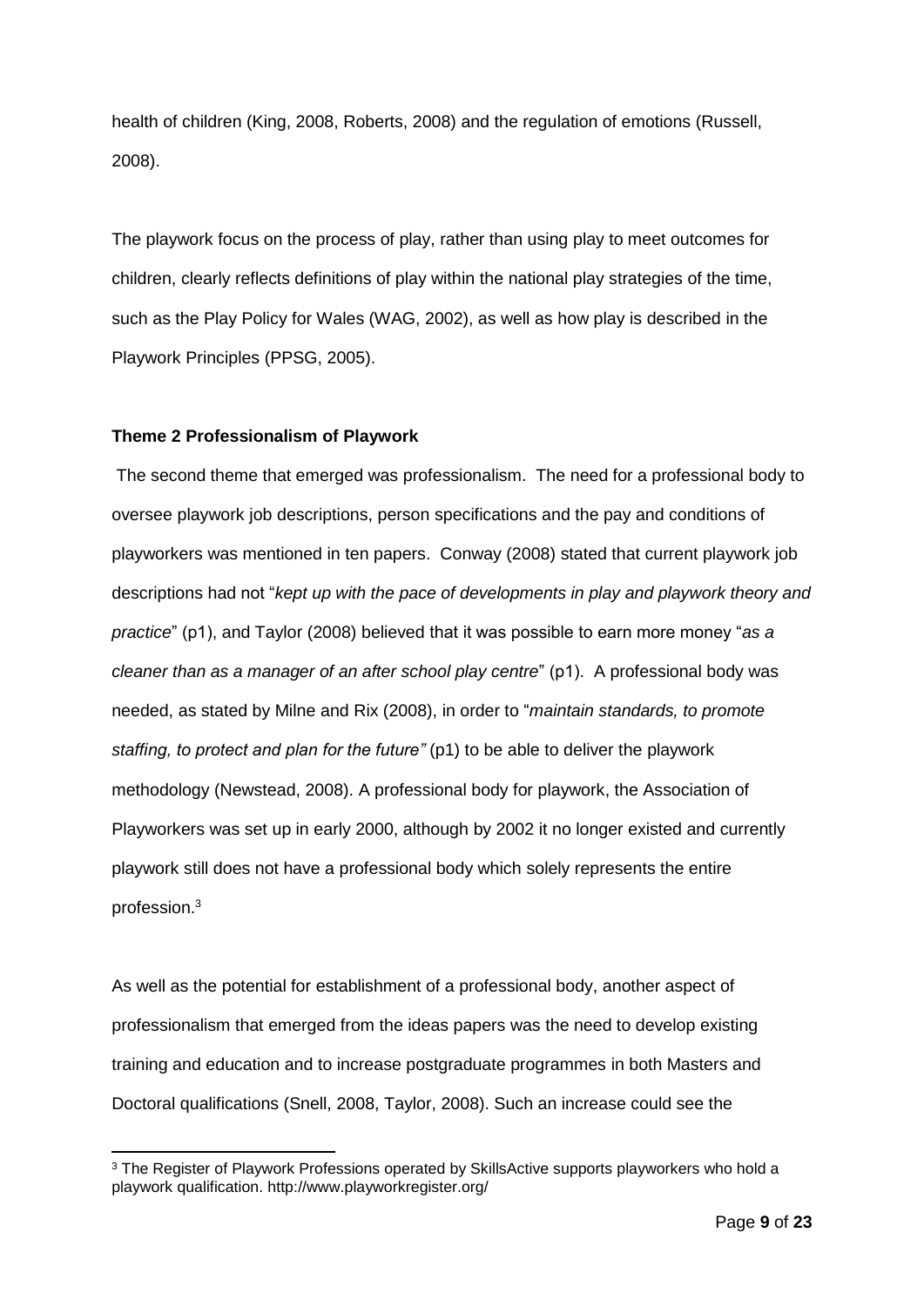health of children (King, 2008, Roberts, 2008) and the regulation of emotions (Russell, 2008).

The playwork focus on the process of play, rather than using play to meet outcomes for children, clearly reflects definitions of play within the national play strategies of the time, such as the Play Policy for Wales (WAG, 2002), as well as how play is described in the Playwork Principles (PPSG, 2005).

**Theme 2 Professionalism of Playwork**

The second theme that emerged was professionalism. The need for a professional body to oversee playwork job descriptions, person specifications and the pay and conditions of playworkers was mentioned in ten papers. Conway (2008) stated that current playwork job descriptions had not "*kept up with the pace of developments in play and playwork theory and practice*" (p1), and Taylor (2008) believed that it was possible to earn more money "*as a cleaner than as a manager of an after school play centre*" (p1). A professional body was needed, as stated by Milne and Rix (2008), in order to "*maintain standards, to promote staffing, to protect and plan for the future"* (p1) to be able to deliver the playwork methodology (Newstead, 2008). A professional body for playwork, the Association of Playworkers was set up in early 2000, although by 2002 it no longer existed and currently playwork still does not have a professional body which solely represents the entire profession.[3]

As well as the potential for establishment of a professional body, another aspect of professionalism that emerged from the ideas papers was the need to develop existing training and education and to increase postgraduate programmes in both Masters and Doctoral qualifications (Snell, 2008, Taylor, 2008). Such an increase could see the

[3] The Register of Playwork Professions operated by SkillsActive supports playworkers who hold a playwork qualification. http://www.playworkregister.org/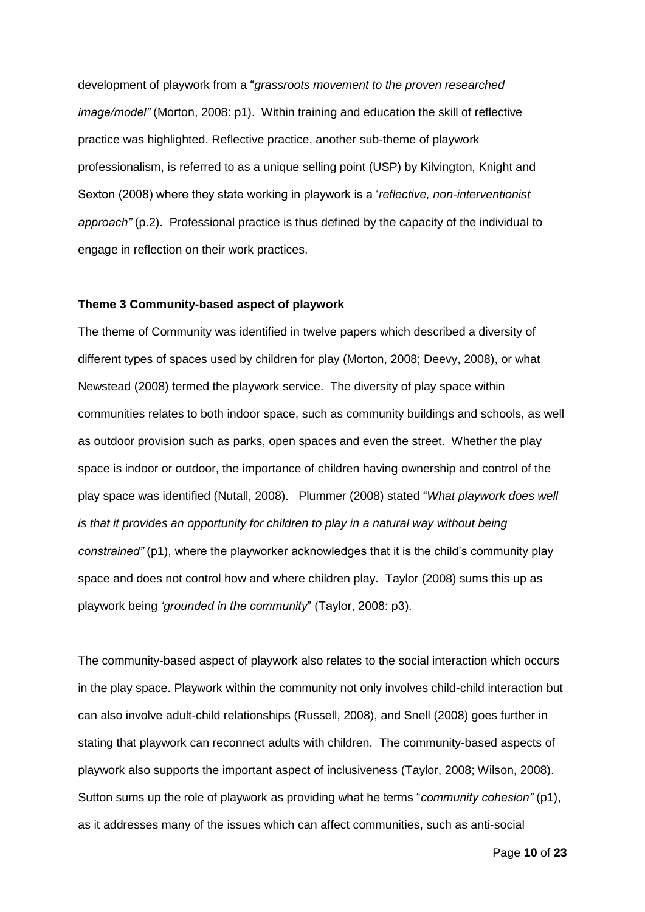development of playwork from a "*grassroots movement to the proven researched image/model"* (Morton, 2008: p1). Within training and education the skill of reflective practice was highlighted. Reflective practice, another sub-theme of playwork professionalism, is referred to as a unique selling point (USP) by Kilvington, Knight and Sexton (2008) where they state working in playwork is a '*reflective, non-interventionist approach"* (p.2). Professional practice is thus defined by the capacity of the individual to engage in reflection on their work practices.

**Theme 3 Community-based aspect of playwork**

The theme of Community was identified in twelve papers which described a diversity of different types of spaces used by children for play (Morton, 2008; Deevy, 2008), or what Newstead (2008) termed the playwork service. The diversity of play space within communities relates to both indoor space, such as community buildings and schools, as well as outdoor provision such as parks, open spaces and even the street. Whether the play space is indoor or outdoor, the importance of children having ownership and control of the play space was identified (Nutall, 2008). Plummer (2008) stated "*What playwork does well is that it provides an opportunity for children to play in a natural way without being constrained"* (p1), where the playworker acknowledges that it is the child's community play space and does not control how and where children play. Taylor (2008) sums this up as playwork being *'grounded in the community*" (Taylor, 2008: p3).

The community-based aspect of playwork also relates to the social interaction which occurs in the play space. Playwork within the community not only involves child-child interaction but can also involve adult-child relationships (Russell, 2008), and Snell (2008) goes further in stating that playwork can reconnect adults with children. The community-based aspects of playwork also supports the important aspect of inclusiveness (Taylor, 2008; Wilson, 2008). Sutton sums up the role of playwork as providing what he terms "*community cohesion"* (p1), as it addresses many of the issues which can affect communities, such as anti-social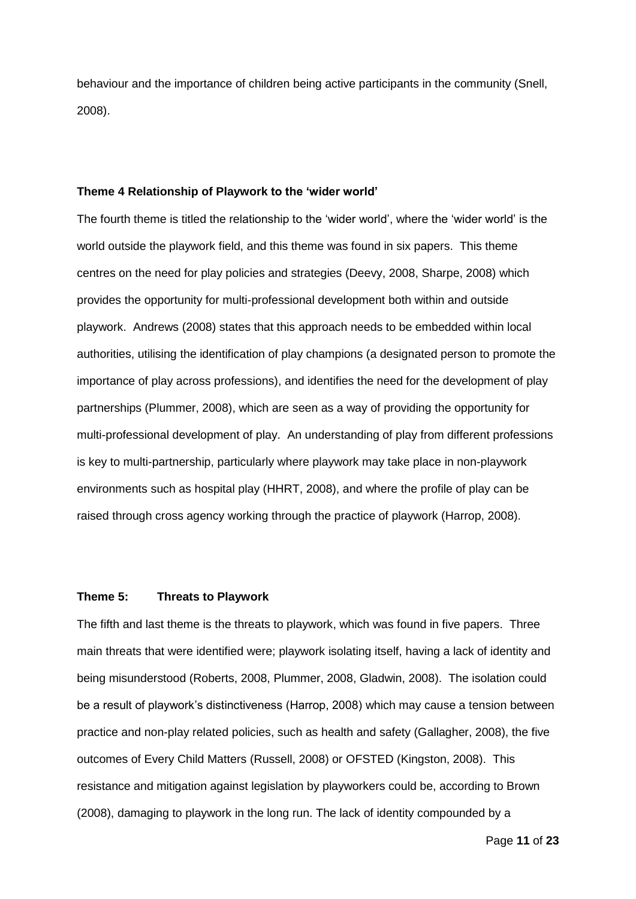behaviour and the importance of children being active participants in the community (Snell, 2008).

**Theme 4 Relationship of Playwork to the 'wider world'**

The fourth theme is titled the relationship to the 'wider world', where the 'wider world' is the world outside the playwork field, and this theme was found in six papers. This theme centres on the need for play policies and strategies (Deevy, 2008, Sharpe, 2008) which provides the opportunity for multi-professional development both within and outside playwork. Andrews (2008) states that this approach needs to be embedded within local authorities, utilising the identification of play champions (a designated person to promote the importance of play across professions), and identifies the need for the development of play partnerships (Plummer, 2008), which are seen as a way of providing the opportunity for multi-professional development of play. An understanding of play from different professions is key to multi-partnership, particularly where playwork may take place in non-playwork environments such as hospital play (HHRT, 2008), and where the profile of play can be raised through cross agency working through the practice of playwork (Harrop, 2008).

**Theme 5: Threats to Playwork**

The fifth and last theme is the threats to playwork, which was found in five papers. Three main threats that were identified were; playwork isolating itself, having a lack of identity and being misunderstood (Roberts, 2008, Plummer, 2008, Gladwin, 2008). The isolation could be a result of playwork's distinctiveness (Harrop, 2008) which may cause a tension between practice and non-play related policies, such as health and safety (Gallagher, 2008), the five outcomes of Every Child Matters (Russell, 2008) or OFSTED (Kingston, 2008). This resistance and mitigation against legislation by playworkers could be, according to Brown (2008), damaging to playwork in the long run. The lack of identity compounded by a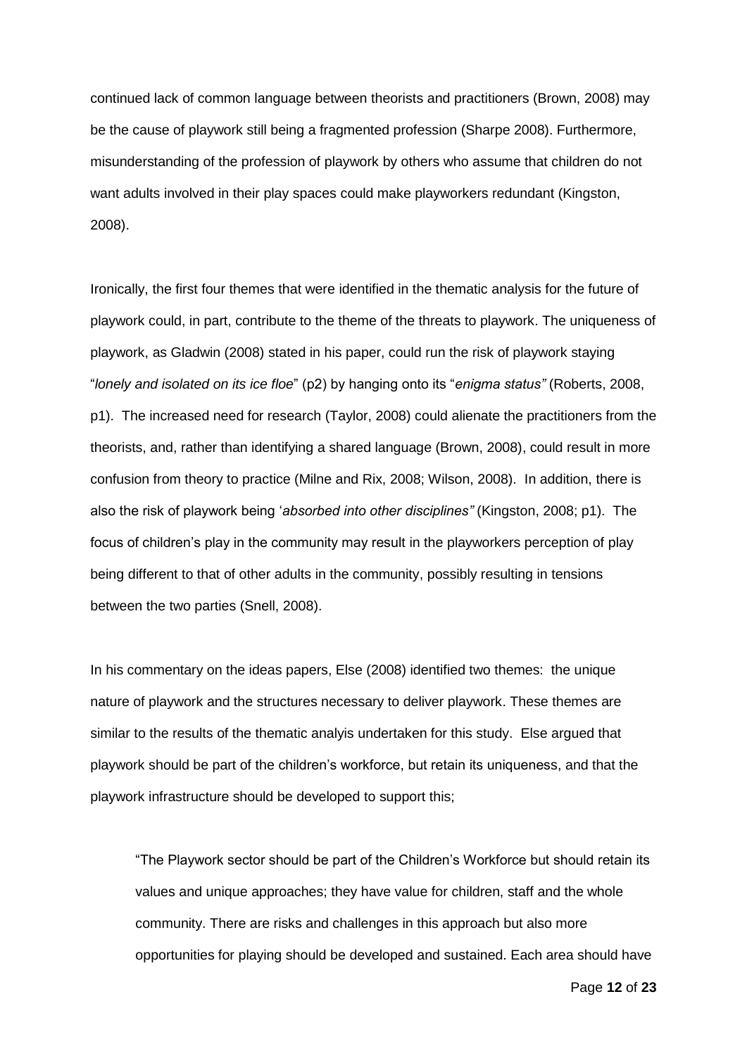continued lack of common language between theorists and practitioners (Brown, 2008) may be the cause of playwork still being a fragmented profession (Sharpe 2008). Furthermore, misunderstanding of the profession of playwork by others who assume that children do not want adults involved in their play spaces could make playworkers redundant (Kingston, 2008).

Ironically, the first four themes that were identified in the thematic analysis for the future of playwork could, in part, contribute to the theme of the threats to playwork. The uniqueness of playwork, as Gladwin (2008) stated in his paper, could run the risk of playwork staying "*lonely and isolated on its ice floe*" (p2) by hanging onto its "*enigma status"* (Roberts, 2008, p1). The increased need for research (Taylor, 2008) could alienate the practitioners from the theorists, and, rather than identifying a shared language (Brown, 2008), could result in more confusion from theory to practice (Milne and Rix, 2008; Wilson, 2008). In addition, there is also the risk of playwork being '*absorbed into other disciplines"* (Kingston, 2008; p1). The focus of children's play in the community may result in the playworkers perception of play being different to that of other adults in the community, possibly resulting in tensions between the two parties (Snell, 2008).

In his commentary on the ideas papers, Else (2008) identified two themes: the unique nature of playwork and the structures necessary to deliver playwork. These themes are similar to the results of the thematic analyis undertaken for this study. Else argued that playwork should be part of the children's workforce, but retain its uniqueness, and that the playwork infrastructure should be developed to support this;

> "The Playwork sector should be part of the Children's Workforce but should retain its values and unique approaches; they have value for children, staff and the whole community. There are risks and challenges in this approach but also more opportunities for playing should be developed and sustained. Each area should have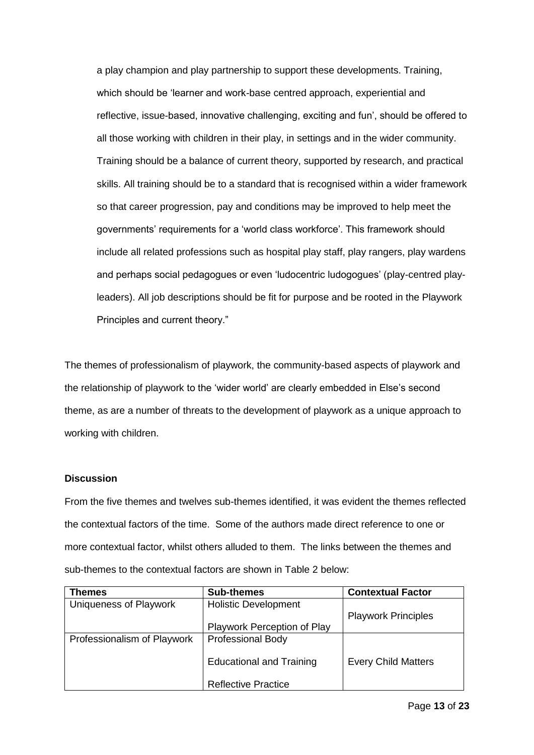a play champion and play partnership to support these developments. Training, which should be 'learner and work-base centred approach, experiential and reflective, issue-based, innovative challenging, exciting and fun', should be offered to all those working with children in their play, in settings and in the wider community. Training should be a balance of current theory, supported by research, and practical skills. All training should be to a standard that is recognised within a wider framework so that career progression, pay and conditions may be improved to help meet the governments' requirements for a 'world class workforce'. This framework should include all related professions such as hospital play staff, play rangers, play wardens and perhaps social pedagogues or even 'ludocentric ludogogues' (play-centred play-leaders). All job descriptions should be fit for purpose and be rooted in the Playwork Principles and current theory."

The themes of professionalism of playwork, the community-based aspects of playwork and the relationship of playwork to the 'wider world' are clearly embedded in Else's second theme, as are a number of threats to the development of playwork as a unique approach to working with children.

**Discussion**

From the five themes and twelves sub-themes identified, it was evident the themes reflected the contextual factors of the time. Some of the authors made direct reference to one or more contextual factor, whilst others alluded to them. The links between the themes and sub-themes to the contextual factors are shown in Table 2 below:

| Themes | Sub-themes | Contextual Factor |
|---|---|---|
| Uniqueness of Playwork | Holistic Development<br>Playwork Perception of Play | Playwork Principles |
| Professionalism of Playwork | Professional Body<br>Educational and Training<br>Reflective Practice | Every Child Matters |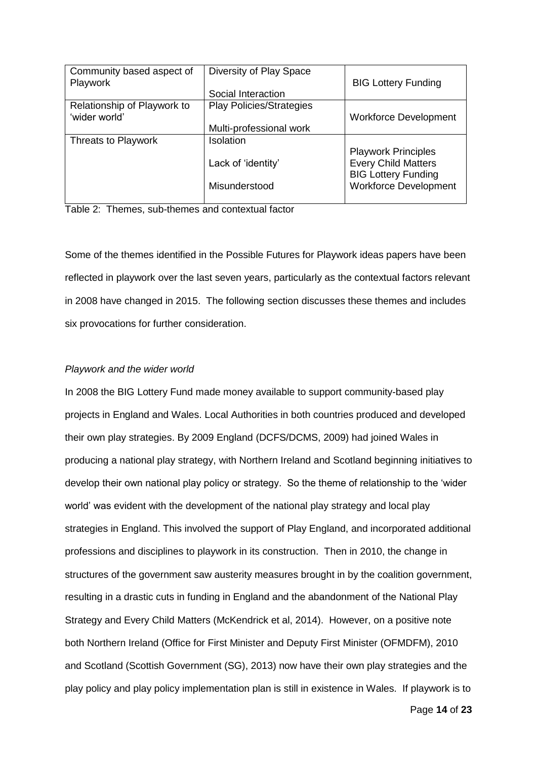| Community based aspect of Playwork | Diversity of Play Space<br><br>Social Interaction | BIG Lottery Funding |
|---|---|---|
| Relationship of Playwork to 'wider world' | Play Policies/Strategies<br><br>Multi-professional work | Workforce Development |
| Threats to Playwork | Isolation<br><br>Lack of 'identity'<br><br>Misunderstood | Playwork Principles<br>Every Child Matters<br>BIG Lottery Funding<br>Workforce Development |

Table 2: Themes, sub-themes and contextual factor

Some of the themes identified in the Possible Futures for Playwork ideas papers have been reflected in playwork over the last seven years, particularly as the contextual factors relevant in 2008 have changed in 2015. The following section discusses these themes and includes six provocations for further consideration.

*Playwork and the wider world*

In 2008 the BIG Lottery Fund made money available to support community-based play projects in England and Wales. Local Authorities in both countries produced and developed their own play strategies. By 2009 England (DCFS/DCMS, 2009) had joined Wales in producing a national play strategy, with Northern Ireland and Scotland beginning initiatives to develop their own national play policy or strategy. So the theme of relationship to the 'wider world' was evident with the development of the national play strategy and local play strategies in England. This involved the support of Play England, and incorporated additional professions and disciplines to playwork in its construction. Then in 2010, the change in structures of the government saw austerity measures brought in by the coalition government, resulting in a drastic cuts in funding in England and the abandonment of the National Play Strategy and Every Child Matters (McKendrick et al, 2014). However, on a positive note both Northern Ireland (Office for First Minister and Deputy First Minister (OFMDFM), 2010 and Scotland (Scottish Government (SG), 2013) now have their own play strategies and the play policy and play policy implementation plan is still in existence in Wales. If playwork is to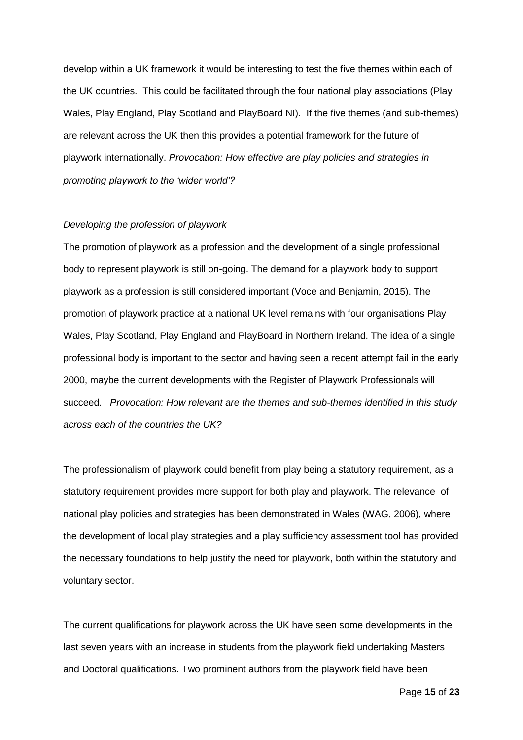develop within a UK framework it would be interesting to test the five themes within each of the UK countries. This could be facilitated through the four national play associations (Play Wales, Play England, Play Scotland and PlayBoard NI). If the five themes (and sub-themes) are relevant across the UK then this provides a potential framework for the future of playwork internationally. *Provocation: How effective are play policies and strategies in promoting playwork to the 'wider world'?*

*Developing the profession of playwork*

The promotion of playwork as a profession and the development of a single professional body to represent playwork is still on-going. The demand for a playwork body to support playwork as a profession is still considered important (Voce and Benjamin, 2015). The promotion of playwork practice at a national UK level remains with four organisations Play Wales, Play Scotland, Play England and PlayBoard in Northern Ireland. The idea of a single professional body is important to the sector and having seen a recent attempt fail in the early 2000, maybe the current developments with the Register of Playwork Professionals will succeed. *Provocation: How relevant are the themes and sub-themes identified in this study across each of the countries the UK?*

The professionalism of playwork could benefit from play being a statutory requirement, as a statutory requirement provides more support for both play and playwork. The relevance of national play policies and strategies has been demonstrated in Wales (WAG, 2006), where the development of local play strategies and a play sufficiency assessment tool has provided the necessary foundations to help justify the need for playwork, both within the statutory and voluntary sector.

The current qualifications for playwork across the UK have seen some developments in the last seven years with an increase in students from the playwork field undertaking Masters and Doctoral qualifications. Two prominent authors from the playwork field have been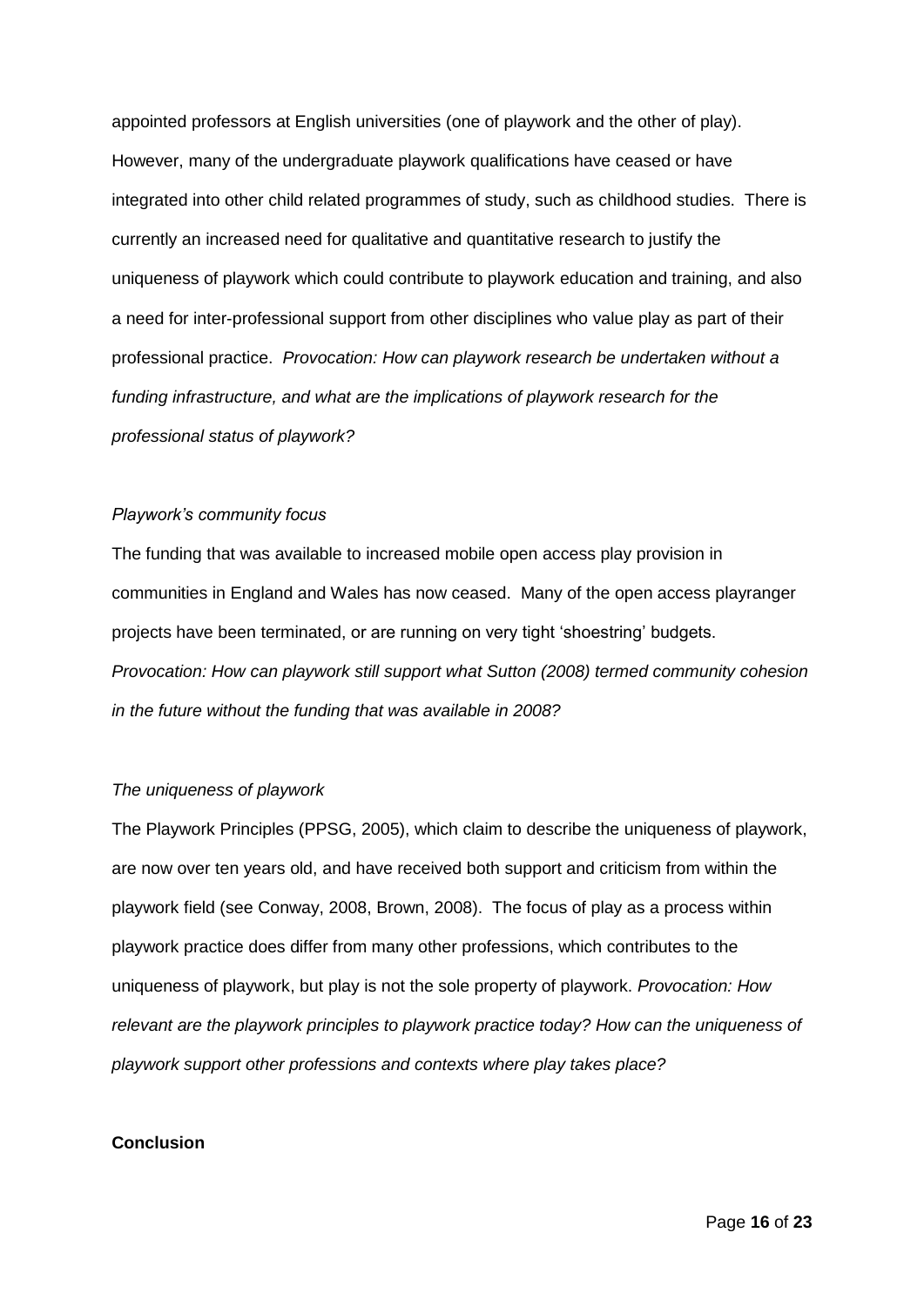appointed professors at English universities (one of playwork and the other of play). However, many of the undergraduate playwork qualifications have ceased or have integrated into other child related programmes of study, such as childhood studies. There is currently an increased need for qualitative and quantitative research to justify the uniqueness of playwork which could contribute to playwork education and training, and also a need for inter-professional support from other disciplines who value play as part of their professional practice. *Provocation: How can playwork research be undertaken without a funding infrastructure, and what are the implications of playwork research for the professional status of playwork?*

*Playwork's community focus*

The funding that was available to increased mobile open access play provision in communities in England and Wales has now ceased. Many of the open access playranger projects have been terminated, or are running on very tight 'shoestring' budgets. *Provocation: How can playwork still support what Sutton (2008) termed community cohesion in the future without the funding that was available in 2008?*

*The uniqueness of playwork*

The Playwork Principles (PPSG, 2005), which claim to describe the uniqueness of playwork, are now over ten years old, and have received both support and criticism from within the playwork field (see Conway, 2008, Brown, 2008). The focus of play as a process within playwork practice does differ from many other professions, which contributes to the uniqueness of playwork, but play is not the sole property of playwork. *Provocation: How relevant are the playwork principles to playwork practice today? How can the uniqueness of playwork support other professions and contexts where play takes place?*

**Conclusion**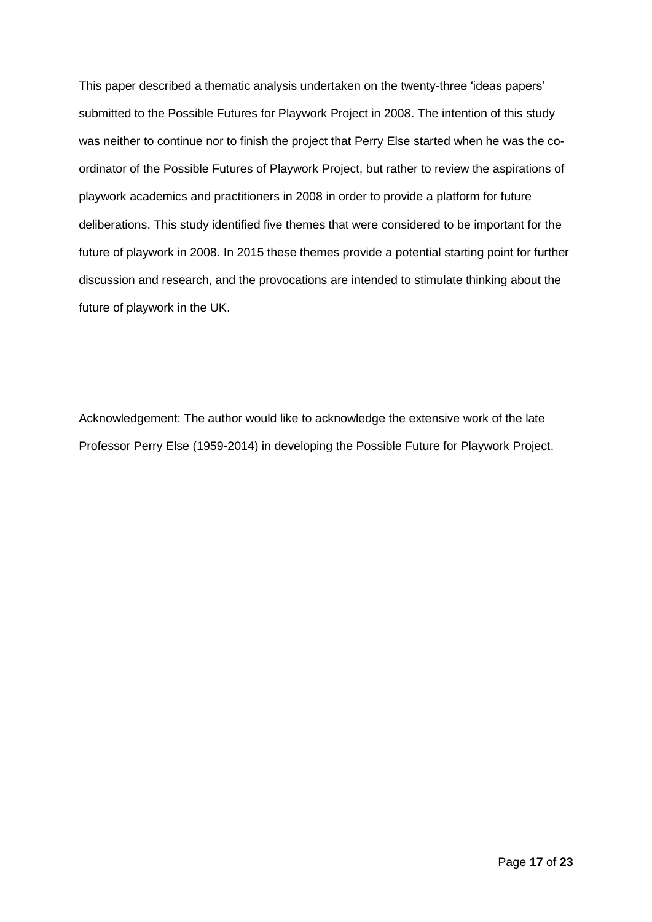This paper described a thematic analysis undertaken on the twenty-three 'ideas papers' submitted to the Possible Futures for Playwork Project in 2008. The intention of this study was neither to continue nor to finish the project that Perry Else started when he was the co-ordinator of the Possible Futures of Playwork Project, but rather to review the aspirations of playwork academics and practitioners in 2008 in order to provide a platform for future deliberations. This study identified five themes that were considered to be important for the future of playwork in 2008. In 2015 these themes provide a potential starting point for further discussion and research, and the provocations are intended to stimulate thinking about the future of playwork in the UK.

Acknowledgement: The author would like to acknowledge the extensive work of the late Professor Perry Else (1959-2014) in developing the Possible Future for Playwork Project.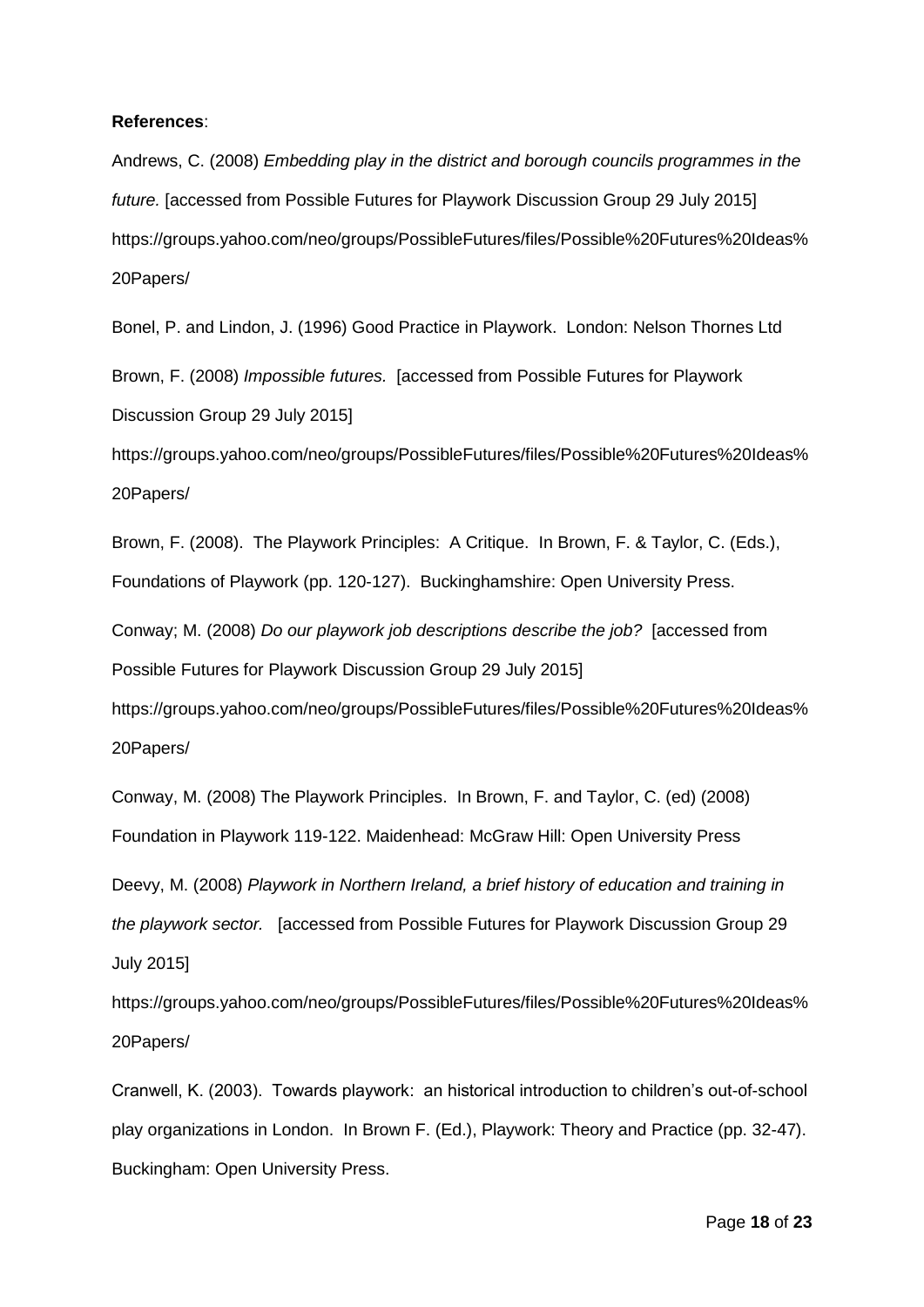**References**:

Andrews, C. (2008) *Embedding play in the district and borough councils programmes in the future.* [accessed from Possible Futures for Playwork Discussion Group 29 July 2015] https://groups.yahoo.com/neo/groups/PossibleFutures/files/Possible%20Futures%20Ideas%20Papers/

Bonel, P. and Lindon, J. (1996) Good Practice in Playwork. London: Nelson Thornes Ltd

Brown, F. (2008) *Impossible futures.* [accessed from Possible Futures for Playwork Discussion Group 29 July 2015]

https://groups.yahoo.com/neo/groups/PossibleFutures/files/Possible%20Futures%20Ideas%20Papers/

Brown, F. (2008). The Playwork Principles: A Critique. In Brown, F. & Taylor, C. (Eds.), Foundations of Playwork (pp. 120-127). Buckinghamshire: Open University Press.

Conway; M. (2008) *Do our playwork job descriptions describe the job?* [accessed from Possible Futures for Playwork Discussion Group 29 July 2015]

https://groups.yahoo.com/neo/groups/PossibleFutures/files/Possible%20Futures%20Ideas%20Papers/

Conway, M. (2008) The Playwork Principles. In Brown, F. and Taylor, C. (ed) (2008) Foundation in Playwork 119-122. Maidenhead: McGraw Hill: Open University Press

Deevy, M. (2008) *Playwork in Northern Ireland, a brief history of education and training in the playwork sector.* [accessed from Possible Futures for Playwork Discussion Group 29 July 2015]

https://groups.yahoo.com/neo/groups/PossibleFutures/files/Possible%20Futures%20Ideas%20Papers/

Cranwell, K. (2003). Towards playwork: an historical introduction to children's out-of-school play organizations in London. In Brown F. (Ed.), Playwork: Theory and Practice (pp. 32-47). Buckingham: Open University Press.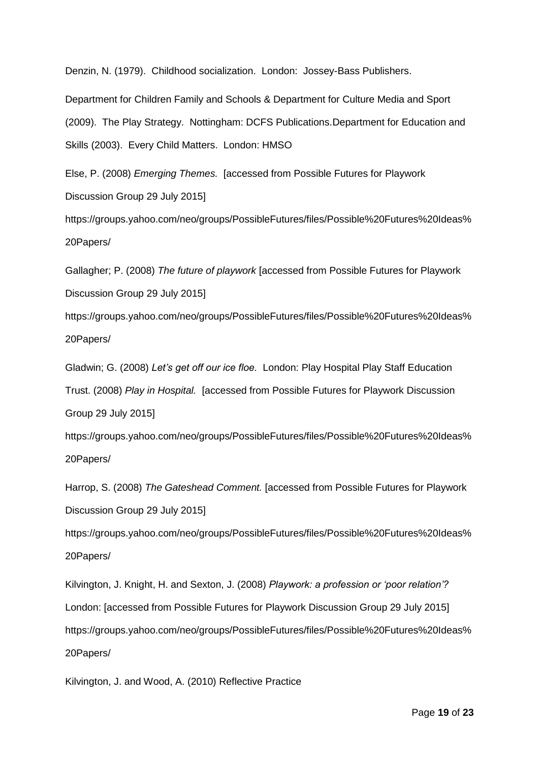Denzin, N. (1979). Childhood socialization. London: Jossey-Bass Publishers.

Department for Children Family and Schools & Department for Culture Media and Sport (2009). The Play Strategy. Nottingham: DCFS Publications.Department for Education and Skills (2003). Every Child Matters. London: HMSO

Else, P. (2008) *Emerging Themes.* [accessed from Possible Futures for Playwork Discussion Group 29 July 2015] https://groups.yahoo.com/neo/groups/PossibleFutures/files/Possible%20Futures%20Ideas%20Papers/

Gallagher; P. (2008) *The future of playwork* [accessed from Possible Futures for Playwork Discussion Group 29 July 2015] https://groups.yahoo.com/neo/groups/PossibleFutures/files/Possible%20Futures%20Ideas%20Papers/

Gladwin; G. (2008) *Let's get off our ice floe.* London: Play Hospital Play Staff Education Trust. (2008) *Play in Hospital.* [accessed from Possible Futures for Playwork Discussion Group 29 July 2015] https://groups.yahoo.com/neo/groups/PossibleFutures/files/Possible%20Futures%20Ideas%20Papers/

Harrop, S. (2008) *The Gateshead Comment.* [accessed from Possible Futures for Playwork Discussion Group 29 July 2015] https://groups.yahoo.com/neo/groups/PossibleFutures/files/Possible%20Futures%20Ideas%20Papers/

Kilvington, J. Knight, H. and Sexton, J. (2008) *Playwork: a profession or 'poor relation'?* London: [accessed from Possible Futures for Playwork Discussion Group 29 July 2015] https://groups.yahoo.com/neo/groups/PossibleFutures/files/Possible%20Futures%20Ideas%20Papers/

Kilvington, J. and Wood, A. (2010) Reflective Practice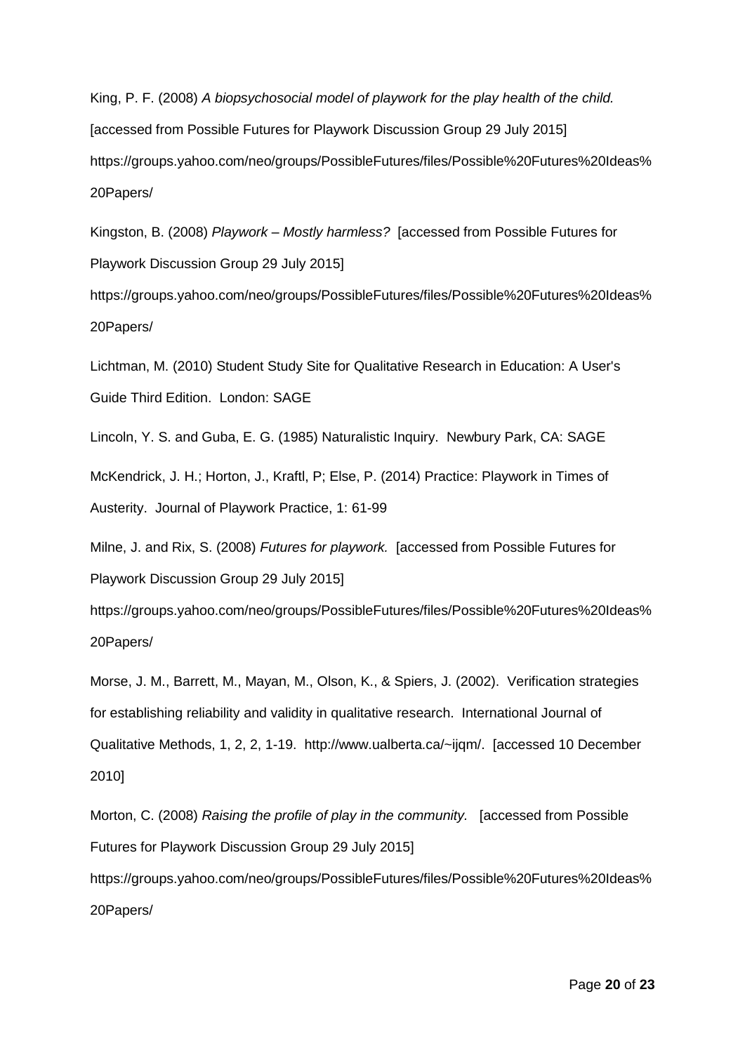King, P. F. (2008) *A biopsychosocial model of playwork for the play health of the child.* [accessed from Possible Futures for Playwork Discussion Group 29 July 2015] https://groups.yahoo.com/neo/groups/PossibleFutures/files/Possible%20Futures%20Ideas%20Papers/

Kingston, B. (2008) *Playwork – Mostly harmless?* [accessed from Possible Futures for Playwork Discussion Group 29 July 2015] https://groups.yahoo.com/neo/groups/PossibleFutures/files/Possible%20Futures%20Ideas%20Papers/

Lichtman, M. (2010) Student Study Site for Qualitative Research in Education: A User's Guide Third Edition. London: SAGE

Lincoln, Y. S. and Guba, E. G. (1985) Naturalistic Inquiry. Newbury Park, CA: SAGE

McKendrick, J. H.; Horton, J., Kraftl, P; Else, P. (2014) Practice: Playwork in Times of Austerity. Journal of Playwork Practice, 1: 61-99

Milne, J. and Rix, S. (2008) *Futures for playwork.* [accessed from Possible Futures for Playwork Discussion Group 29 July 2015] https://groups.yahoo.com/neo/groups/PossibleFutures/files/Possible%20Futures%20Ideas%20Papers/

Morse, J. M., Barrett, M., Mayan, M., Olson, K., & Spiers, J. (2002). Verification strategies for establishing reliability and validity in qualitative research. International Journal of Qualitative Methods, 1, 2, 2, 1-19. http://www.ualberta.ca/~ijqm/. [accessed 10 December 2010]

Morton, C. (2008) *Raising the profile of play in the community.* [accessed from Possible Futures for Playwork Discussion Group 29 July 2015] https://groups.yahoo.com/neo/groups/PossibleFutures/files/Possible%20Futures%20Ideas%20Papers/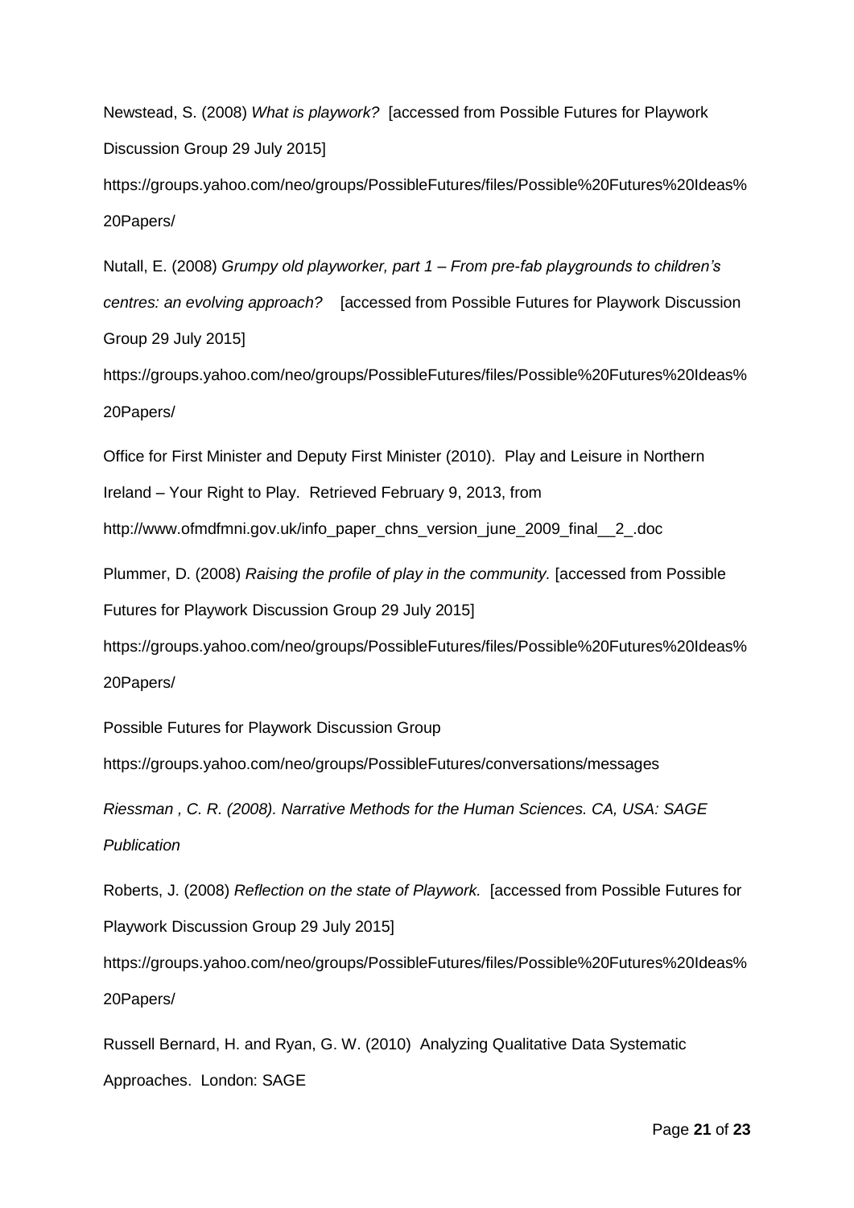Newstead, S. (2008) *What is playwork?* [accessed from Possible Futures for Playwork Discussion Group 29 July 2015]

https://groups.yahoo.com/neo/groups/PossibleFutures/files/Possible%20Futures%20Ideas%20Papers/

Nutall, E. (2008) *Grumpy old playworker, part 1 – From pre-fab playgrounds to children's centres: an evolving approach?* [accessed from Possible Futures for Playwork Discussion Group 29 July 2015]

https://groups.yahoo.com/neo/groups/PossibleFutures/files/Possible%20Futures%20Ideas%20Papers/

Office for First Minister and Deputy First Minister (2010). Play and Leisure in Northern Ireland – Your Right to Play. Retrieved February 9, 2013, from http://www.ofmdfmni.gov.uk/info_paper_chns_version_june_2009_final__2_.doc

Plummer, D. (2008) *Raising the profile of play in the community.* [accessed from Possible Futures for Playwork Discussion Group 29 July 2015]

https://groups.yahoo.com/neo/groups/PossibleFutures/files/Possible%20Futures%20Ideas%20Papers/

Possible Futures for Playwork Discussion Group

https://groups.yahoo.com/neo/groups/PossibleFutures/conversations/messages

*Riessman , C. R. (2008). Narrative Methods for the Human Sciences. CA, USA: SAGE Publication*

Roberts, J. (2008) *Reflection on the state of Playwork.* [accessed from Possible Futures for Playwork Discussion Group 29 July 2015]

https://groups.yahoo.com/neo/groups/PossibleFutures/files/Possible%20Futures%20Ideas%20Papers/

Russell Bernard, H. and Ryan, G. W. (2010) Analyzing Qualitative Data Systematic Approaches. London: SAGE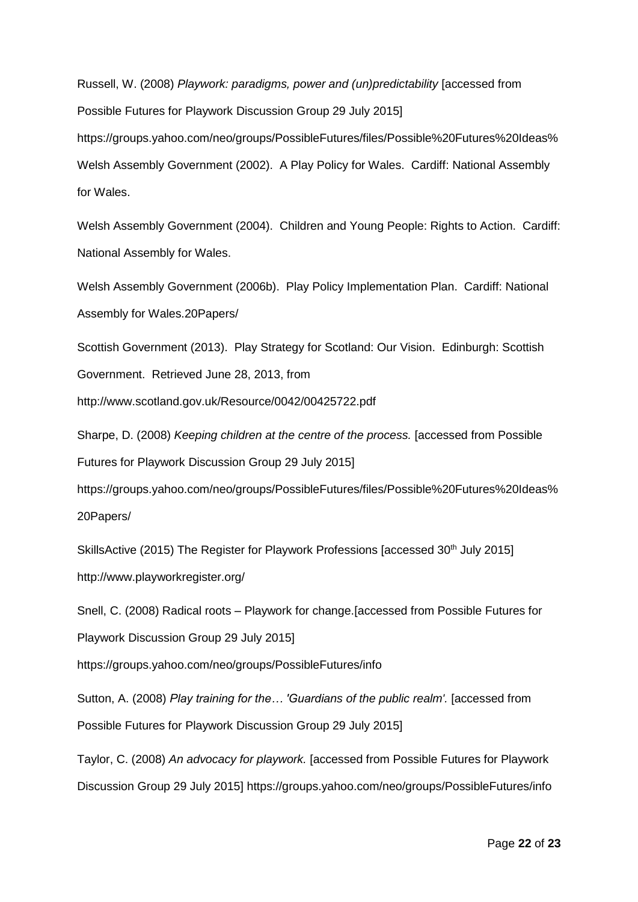Russell, W. (2008) *Playwork: paradigms, power and (un)predictability* [accessed from Possible Futures for Playwork Discussion Group 29 July 2015] https://groups.yahoo.com/neo/groups/PossibleFutures/files/Possible%20Futures%20Ideas%

Welsh Assembly Government (2002). A Play Policy for Wales. Cardiff: National Assembly for Wales.

Welsh Assembly Government (2004). Children and Young People: Rights to Action. Cardiff: National Assembly for Wales.

Welsh Assembly Government (2006b). Play Policy Implementation Plan. Cardiff: National Assembly for Wales.20Papers/

Scottish Government (2013). Play Strategy for Scotland: Our Vision. Edinburgh: Scottish Government. Retrieved June 28, 2013, from http://www.scotland.gov.uk/Resource/0042/00425722.pdf

Sharpe, D. (2008) *Keeping children at the centre of the process.* [accessed from Possible Futures for Playwork Discussion Group 29 July 2015] https://groups.yahoo.com/neo/groups/PossibleFutures/files/Possible%20Futures%20Ideas%20Papers/

SkillsActive (2015) The Register for Playwork Professions [accessed 30th July 2015] http://www.playworkregister.org/

Snell, C. (2008) Radical roots – Playwork for change.[accessed from Possible Futures for Playwork Discussion Group 29 July 2015] https://groups.yahoo.com/neo/groups/PossibleFutures/info

Sutton, A. (2008) *Play training for the… 'Guardians of the public realm'.* [accessed from Possible Futures for Playwork Discussion Group 29 July 2015]

Taylor, C. (2008) *An advocacy for playwork.* [accessed from Possible Futures for Playwork Discussion Group 29 July 2015] https://groups.yahoo.com/neo/groups/PossibleFutures/info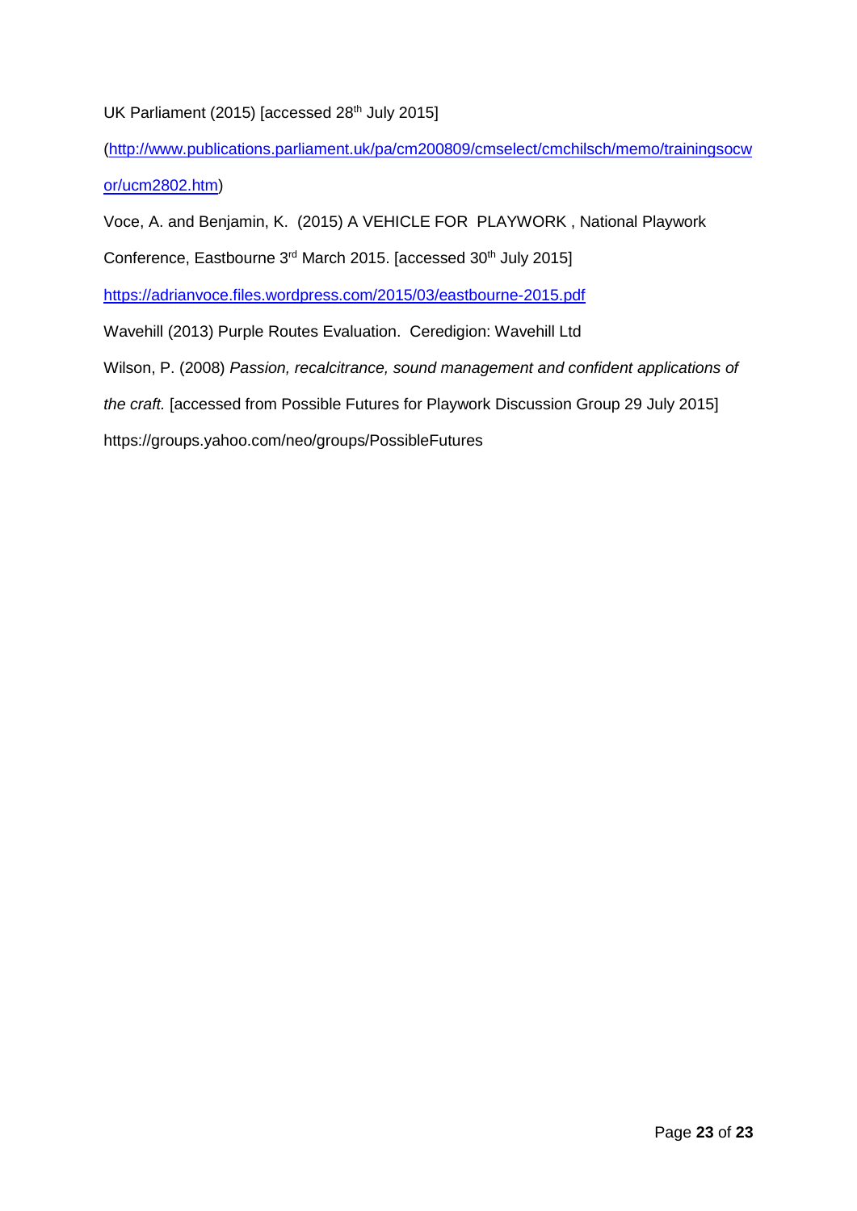UK Parliament (2015) [accessed 28th July 2015]

(http://www.publications.parliament.uk/pa/cm200809/cmselect/cmchilsch/memo/trainingsocwor/ucm2802.htm)

Voce, A. and Benjamin, K. (2015) A VEHICLE FOR PLAYWORK , National Playwork Conference, Eastbourne 3rd March 2015. [accessed 30th July 2015]

https://adrianvoce.files.wordpress.com/2015/03/eastbourne-2015.pdf

Wavehill (2013) Purple Routes Evaluation. Ceredigion: Wavehill Ltd

Wilson, P. (2008) *Passion, recalcitrance, sound management and confident applications of the craft.* [accessed from Possible Futures for Playwork Discussion Group 29 July 2015]

https://groups.yahoo.com/neo/groups/PossibleFutures